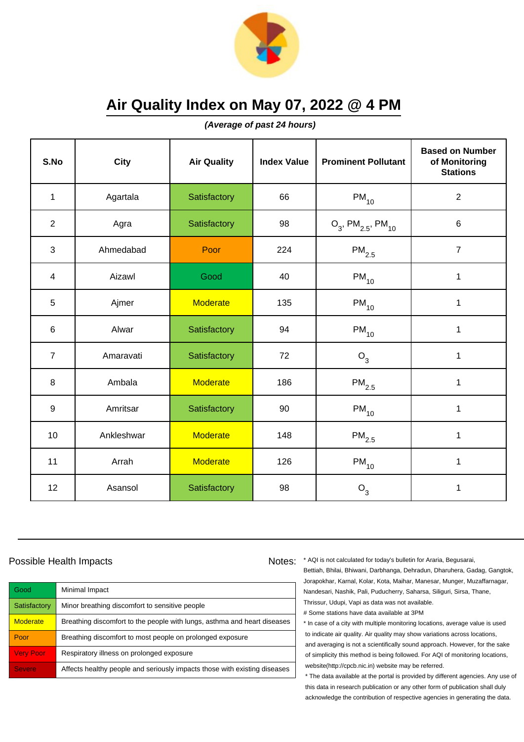# Air Quality Index on May 07, 2022 @ 4 PM

***(Average of past 24 hours)***

| S.No | City | Air Quality | Index Value | Prominent Pollutant | Based on Number of Monitoring Stations |
|---|---|---|---|---|---|
| 1 | Agartala | Satisfactory | 66 | $PM_{10}$ | 2 |
| 2 | Agra | Satisfactory | 98 | $O_3$, $PM_{2.5}$, $PM_{10}$ | 6 |
| 3 | Ahmedabad | Poor | 224 | $PM_{2.5}$ | 7 |
| 4 | Aizawl | Good | 40 | $PM_{10}$ | 1 |
| 5 | Ajmer | Moderate | 135 | $PM_{10}$ | 1 |
| 6 | Alwar | Satisfactory | 94 | $PM_{10}$ | 1 |
| 7 | Amaravati | Satisfactory | 72 | $O_3$ | 1 |
| 8 | Ambala | Moderate | 186 | $PM_{2.5}$ | 1 |
| 9 | Amritsar | Satisfactory | 90 | $PM_{10}$ | 1 |
| 10 | Ankleshwar | Moderate | 148 | $PM_{2.5}$ | 1 |
| 11 | Arrah | Moderate | 126 | $PM_{10}$ | 1 |
| 12 | Asansol | Satisfactory | 98 | $O_3$ | 1 |

## Possible Health Impacts

| Category | Impact |
|---|---|
| Good | Minimal Impact |
| Satisfactory | Minor breathing discomfort to sensitive people |
| Moderate | Breathing discomfort to the people with lungs, asthma and heart diseases |
| Poor | Breathing discomfort to most people on prolonged exposure |
| Very Poor | Respiratory illness on prolonged exposure |
| Severe | Affects healthy people and seriously impacts those with existing diseases |

Notes:

* AQI is not calculated for today's bulletin for Araria, Begusarai, Bettiah, Bhilai, Bhiwani, Darbhanga, Dehradun, Dharuhera, Gadag, Gangtok, Jorapokhar, Karnal, Kolar, Kota, Maihar, Manesar, Munger, Muzaffarnagar, Nandesari, Nashik, Pali, Puducherry, Saharsa, Siliguri, Sirsa, Thane, Thrissur, Udupi, Vapi as data was not available.

# Some stations have data available at 3PM

* In case of a city with multiple monitoring locations, average value is used to indicate air quality. Air quality may show variations across locations, and averaging is not a scientifically sound approach. However, for the sake of simplicity this method is being followed. For AQI of monitoring locations, website(http://cpcb.nic.in) website may be referred.

* The data available at the portal is provided by different agencies. Any use of this data in research publication or any other form of publication shall duly acknowledge the contribution of respective agencies in generating the data.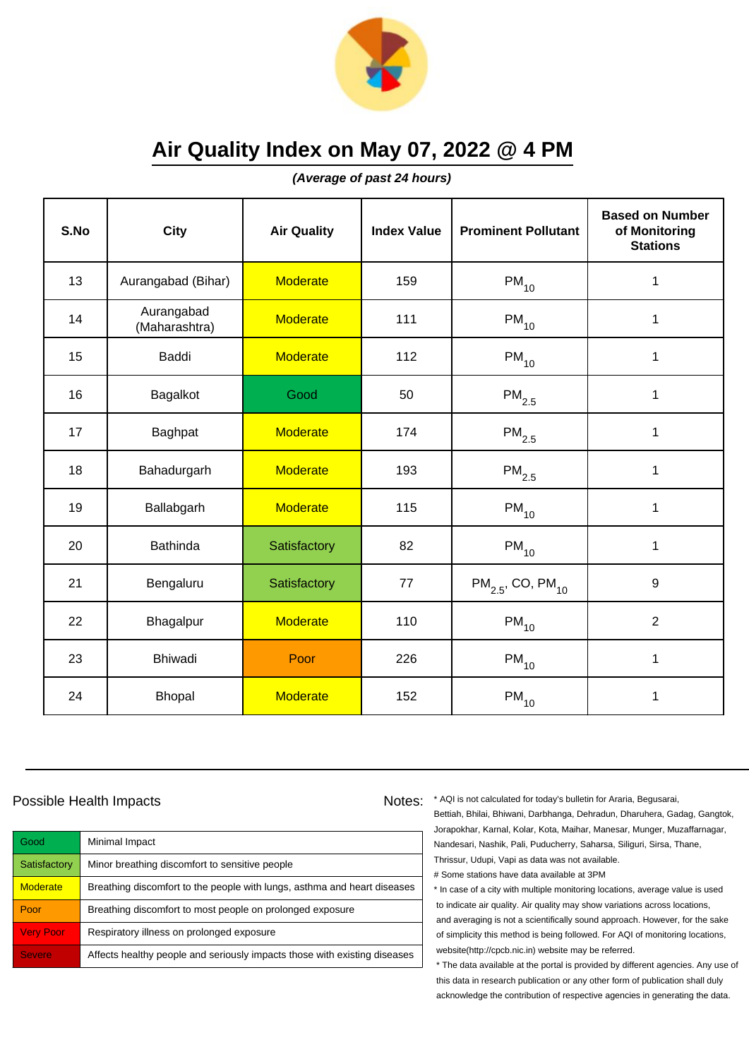# Air Quality Index on May 07, 2022 @ 4 PM

***(Average of past 24 hours)***

| S.No | City | Air Quality | Index Value | Prominent Pollutant | Based on Number of Monitoring Stations |
|---|---|---|---|---|---|
| 13 | Aurangabad (Bihar) | Moderate | 159 | $PM_{10}$ | 1 |
| 14 | Aurangabad (Maharashtra) | Moderate | 111 | $PM_{10}$ | 1 |
| 15 | Baddi | Moderate | 112 | $PM_{10}$ | 1 |
| 16 | Bagalkot | Good | 50 | $PM_{2.5}$ | 1 |
| 17 | Baghpat | Moderate | 174 | $PM_{2.5}$ | 1 |
| 18 | Bahadurgarh | Moderate | 193 | $PM_{2.5}$ | 1 |
| 19 | Ballabgarh | Moderate | 115 | $PM_{10}$ | 1 |
| 20 | Bathinda | Satisfactory | 82 | $PM_{10}$ | 1 |
| 21 | Bengaluru | Satisfactory | 77 | $PM_{2.5}$, CO, $PM_{10}$ | 9 |
| 22 | Bhagalpur | Moderate | 110 | $PM_{10}$ | 2 |
| 23 | Bhiwadi | Poor | 226 | $PM_{10}$ | 1 |
| 24 | Bhopal | Moderate | 152 | $PM_{10}$ | 1 |

## Possible Health Impacts

| Good | Minimal Impact |
|---|---|
| Satisfactory | Minor breathing discomfort to sensitive people |
| Moderate | Breathing discomfort to the people with lungs, asthma and heart diseases |
| Poor | Breathing discomfort to most people on prolonged exposure |
| Very Poor | Respiratory illness on prolonged exposure |
| Severe | Affects healthy people and seriously impacts those with existing diseases |

Notes:

* AQI is not calculated for today's bulletin for Araria, Begusarai, Bettiah, Bhilai, Bhiwani, Darbhanga, Dehradun, Dharuhera, Gadag, Gangtok, Jorapokhar, Karnal, Kolar, Kota, Maihar, Manesar, Munger, Muzaffarnagar, Nandesari, Nashik, Pali, Puducherry, Saharsa, Siliguri, Sirsa, Thane, Thrissur, Udupi, Vapi as data was not available.

# Some stations have data available at 3PM

* In case of a city with multiple monitoring locations, average value is used to indicate air quality. Air quality may show variations across locations, and averaging is not a scientifically sound approach. However, for the sake of simplicity this method is being followed. For AQI of monitoring locations, website(http://cpcb.nic.in) website may be referred.

* The data available at the portal is provided by different agencies. Any use of this data in research publication or any other form of publication shall duly acknowledge the contribution of respective agencies in generating the data.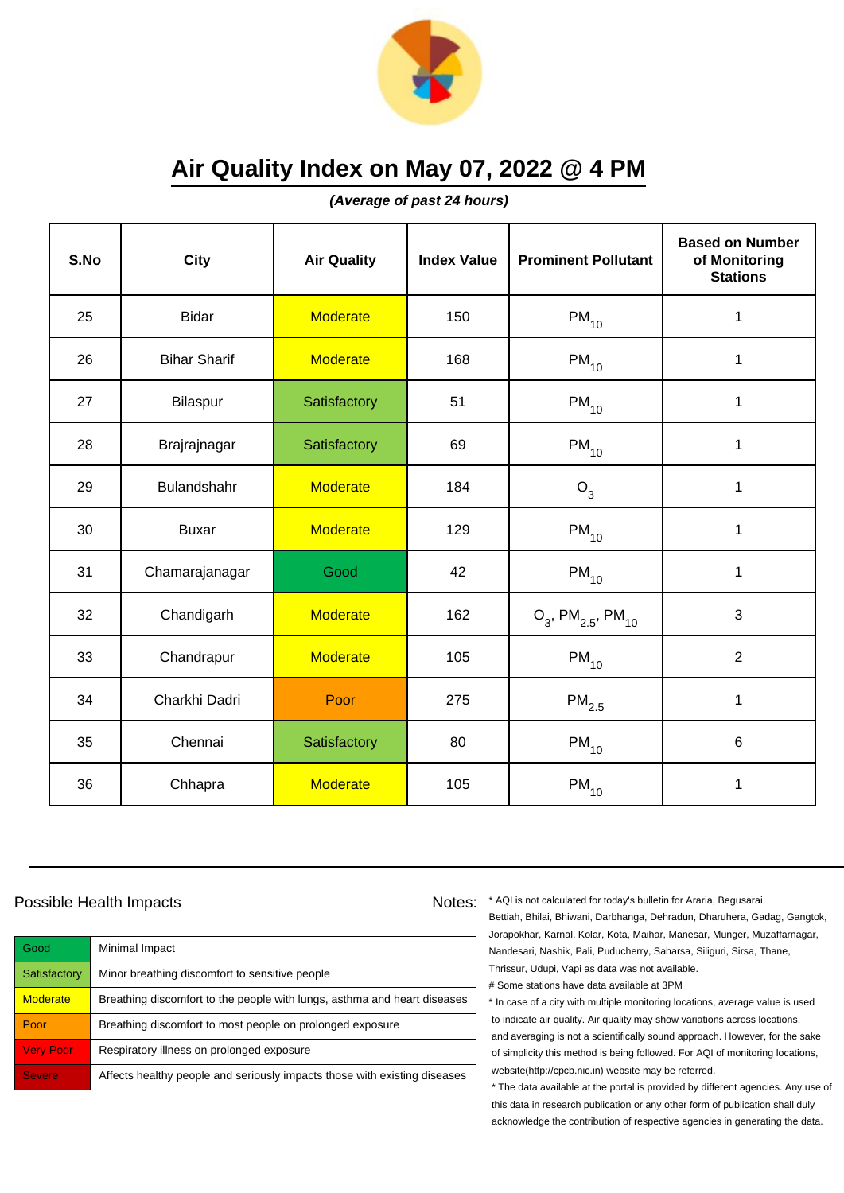# Air Quality Index on May 07, 2022 @ 4 PM

***(Average of past 24 hours)***

| S.No | City | Air Quality | Index Value | Prominent Pollutant | Based on Number of Monitoring Stations |
|---|---|---|---|---|---|
| 25 | Bidar | Moderate | 150 | $PM_{10}$ | 1 |
| 26 | Bihar Sharif | Moderate | 168 | $PM_{10}$ | 1 |
| 27 | Bilaspur | Satisfactory | 51 | $PM_{10}$ | 1 |
| 28 | Brajrajnagar | Satisfactory | 69 | $PM_{10}$ | 1 |
| 29 | Bulandshahr | Moderate | 184 | $O_3$ | 1 |
| 30 | Buxar | Moderate | 129 | $PM_{10}$ | 1 |
| 31 | Chamarajanagar | Good | 42 | $PM_{10}$ | 1 |
| 32 | Chandigarh | Moderate | 162 | $O_3$, $PM_{2.5}$, $PM_{10}$ | 3 |
| 33 | Chandrapur | Moderate | 105 | $PM_{10}$ | 2 |
| 34 | Charkhi Dadri | Poor | 275 | $PM_{2.5}$ | 1 |
| 35 | Chennai | Satisfactory | 80 | $PM_{10}$ | 6 |
| 36 | Chhapra | Moderate | 105 | $PM_{10}$ | 1 |

## Possible Health Impacts

| | |
|---|---|
| Good | Minimal Impact |
| Satisfactory | Minor breathing discomfort to sensitive people |
| Moderate | Breathing discomfort to the people with lungs, asthma and heart diseases |
| Poor | Breathing discomfort to most people on prolonged exposure |
| Very Poor | Respiratory illness on prolonged exposure |
| Severe | Affects healthy people and seriously impacts those with existing diseases |

Notes:

* AQI is not calculated for today's bulletin for Araria, Begusarai, Bettiah, Bhilai, Bhiwani, Darbhanga, Dehradun, Dharuhera, Gadag, Gangtok, Jorapokhar, Karnal, Kolar, Kota, Maihar, Manesar, Munger, Muzaffarnagar, Nandesari, Nashik, Pali, Puducherry, Saharsa, Siliguri, Sirsa, Thane, Thrissur, Udupi, Vapi as data was not available.

# Some stations have data available at 3PM

* In case of a city with multiple monitoring locations, average value is used to indicate air quality. Air quality may show variations across locations, and averaging is not a scientifically sound approach. However, for the sake of simplicity this method is being followed. For AQI of monitoring locations, website(http://cpcb.nic.in) website may be referred.

* The data available at the portal is provided by different agencies. Any use of this data in research publication or any other form of publication shall duly acknowledge the contribution of respective agencies in generating the data.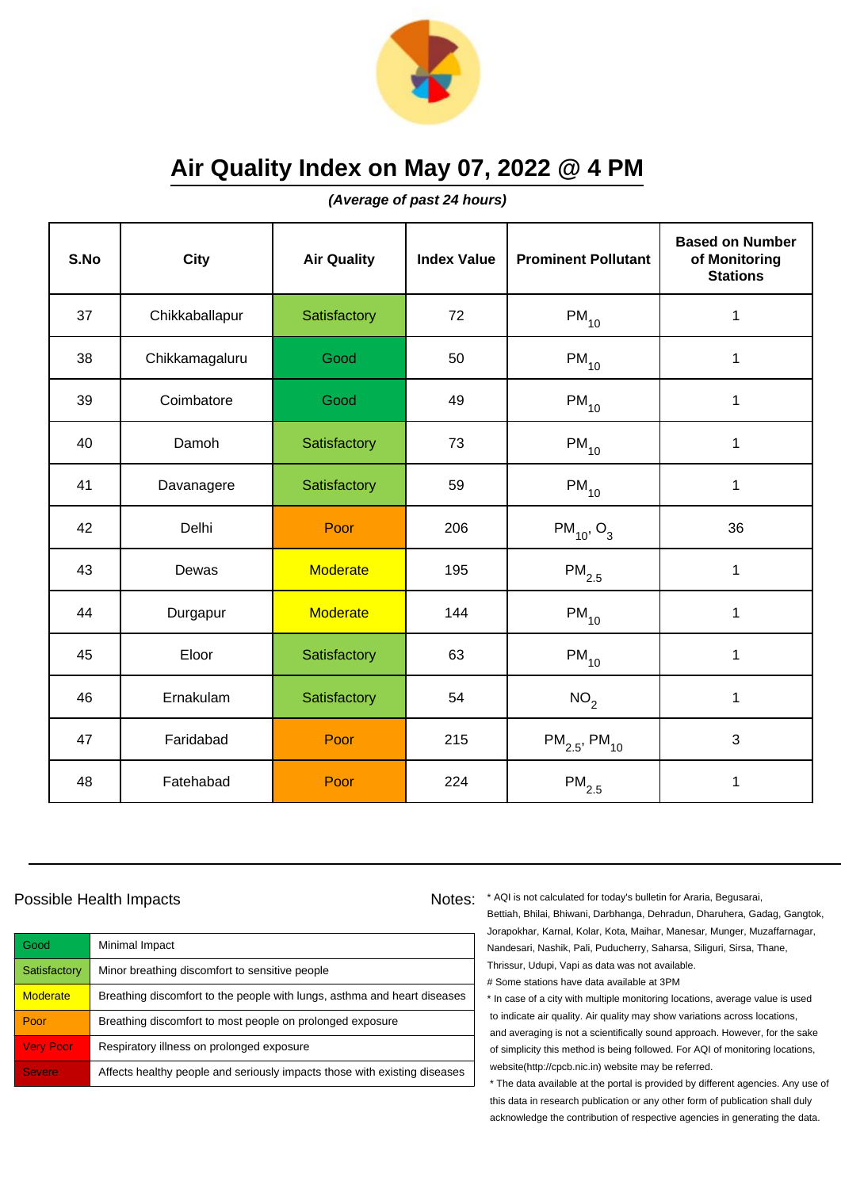# Air Quality Index on May 07, 2022 @ 4 PM

***(Average of past 24 hours)***

| S.No | City | Air Quality | Index Value | Prominent Pollutant | Based on Number of Monitoring Stations |
|---|---|---|---|---|---|
| 37 | Chikkaballapur | Satisfactory | 72 | $PM_{10}$ | 1 |
| 38 | Chikkamagaluru | Good | 50 | $PM_{10}$ | 1 |
| 39 | Coimbatore | Good | 49 | $PM_{10}$ | 1 |
| 40 | Damoh | Satisfactory | 73 | $PM_{10}$ | 1 |
| 41 | Davanagere | Satisfactory | 59 | $PM_{10}$ | 1 |
| 42 | Delhi | Poor | 206 | $PM_{10}$, $O_3$ | 36 |
| 43 | Dewas | Moderate | 195 | $PM_{2.5}$ | 1 |
| 44 | Durgapur | Moderate | 144 | $PM_{10}$ | 1 |
| 45 | Eloor | Satisfactory | 63 | $PM_{10}$ | 1 |
| 46 | Ernakulam | Satisfactory | 54 | $NO_2$ | 1 |
| 47 | Faridabad | Poor | 215 | $PM_{2.5}$, $PM_{10}$ | 3 |
| 48 | Fatehabad | Poor | 224 | $PM_{2.5}$ | 1 |

Possible Health Impacts

| | |
|---|---|
| Good | Minimal Impact |
| Satisfactory | Minor breathing discomfort to sensitive people |
| Moderate | Breathing discomfort to the people with lungs, asthma and heart diseases |
| Poor | Breathing discomfort to most people on prolonged exposure |
| Very Poor | Respiratory illness on prolonged exposure |
| Severe | Affects healthy people and seriously impacts those with existing diseases |

Notes:

* AQI is not calculated for today's bulletin for Araria, Begusarai, Bettiah, Bhilai, Bhiwani, Darbhanga, Dehradun, Dharuhera, Gadag, Gangtok, Jorapokhar, Karnal, Kolar, Kota, Maihar, Manesar, Munger, Muzaffarnagar, Nandesari, Nashik, Pali, Puducherry, Saharsa, Siliguri, Sirsa, Thane, Thrissur, Udupi, Vapi as data was not available.

# Some stations have data available at 3PM

* In case of a city with multiple monitoring locations, average value is used to indicate air quality. Air quality may show variations across locations, and averaging is not a scientifically sound approach. However, for the sake of simplicity this method is being followed. For AQI of monitoring locations, website(http://cpcb.nic.in) website may be referred.

* The data available at the portal is provided by different agencies. Any use of this data in research publication or any other form of publication shall duly acknowledge the contribution of respective agencies in generating the data.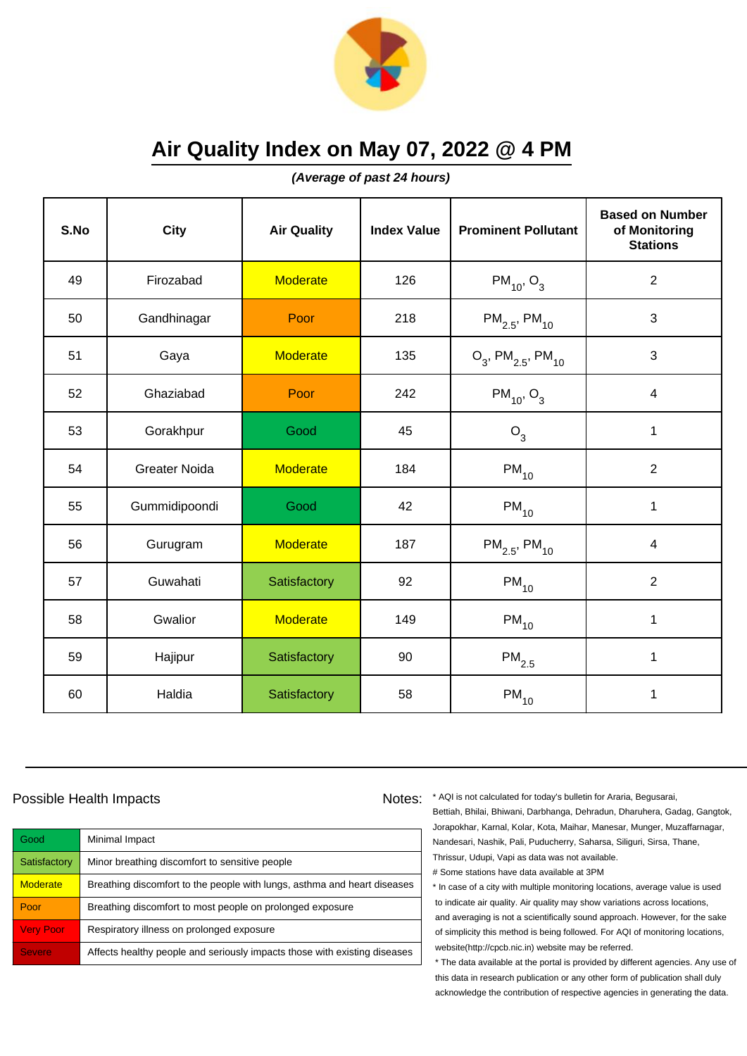# Air Quality Index on May 07, 2022 @ 4 PM

***(Average of past 24 hours)***

| S.No | City | Air Quality | Index Value | Prominent Pollutant | Based on Number of Monitoring Stations |
|---|---|---|---|---|---|
| 49 | Firozabad | Moderate | 126 | $PM_{10}$, $O_3$ | 2 |
| 50 | Gandhinagar | Poor | 218 | $PM_{2.5}$, $PM_{10}$ | 3 |
| 51 | Gaya | Moderate | 135 | $O_3$, $PM_{2.5}$, $PM_{10}$ | 3 |
| 52 | Ghaziabad | Poor | 242 | $PM_{10}$, $O_3$ | 4 |
| 53 | Gorakhpur | Good | 45 | $O_3$ | 1 |
| 54 | Greater Noida | Moderate | 184 | $PM_{10}$ | 2 |
| 55 | Gummidipoondi | Good | 42 | $PM_{10}$ | 1 |
| 56 | Gurugram | Moderate | 187 | $PM_{2.5}$, $PM_{10}$ | 4 |
| 57 | Guwahati | Satisfactory | 92 | $PM_{10}$ | 2 |
| 58 | Gwalior | Moderate | 149 | $PM_{10}$ | 1 |
| 59 | Hajipur | Satisfactory | 90 | $PM_{2.5}$ | 1 |
| 60 | Haldia | Satisfactory | 58 | $PM_{10}$ | 1 |

Possible Health Impacts

| | |
|---|---|
| Good | Minimal Impact |
| Satisfactory | Minor breathing discomfort to sensitive people |
| Moderate | Breathing discomfort to the people with lungs, asthma and heart diseases |
| Poor | Breathing discomfort to most people on prolonged exposure |
| Very Poor | Respiratory illness on prolonged exposure |
| Severe | Affects healthy people and seriously impacts those with existing diseases |

Notes:

* AQI is not calculated for today's bulletin for Araria, Begusarai, Bettiah, Bhilai, Bhiwani, Darbhanga, Dehradun, Dharuhera, Gadag, Gangtok, Jorapokhar, Karnal, Kolar, Kota, Maihar, Manesar, Munger, Muzaffarnagar, Nandesari, Nashik, Pali, Puducherry, Saharsa, Siliguri, Sirsa, Thane, Thrissur, Udupi, Vapi as data was not available.

# Some stations have data available at 3PM

* In case of a city with multiple monitoring locations, average value is used to indicate air quality. Air quality may show variations across locations, and averaging is not a scientifically sound approach. However, for the sake of simplicity this method is being followed. For AQI of monitoring locations, website(http://cpcb.nic.in) website may be referred.

* The data available at the portal is provided by different agencies. Any use of this data in research publication or any other form of publication shall duly acknowledge the contribution of respective agencies in generating the data.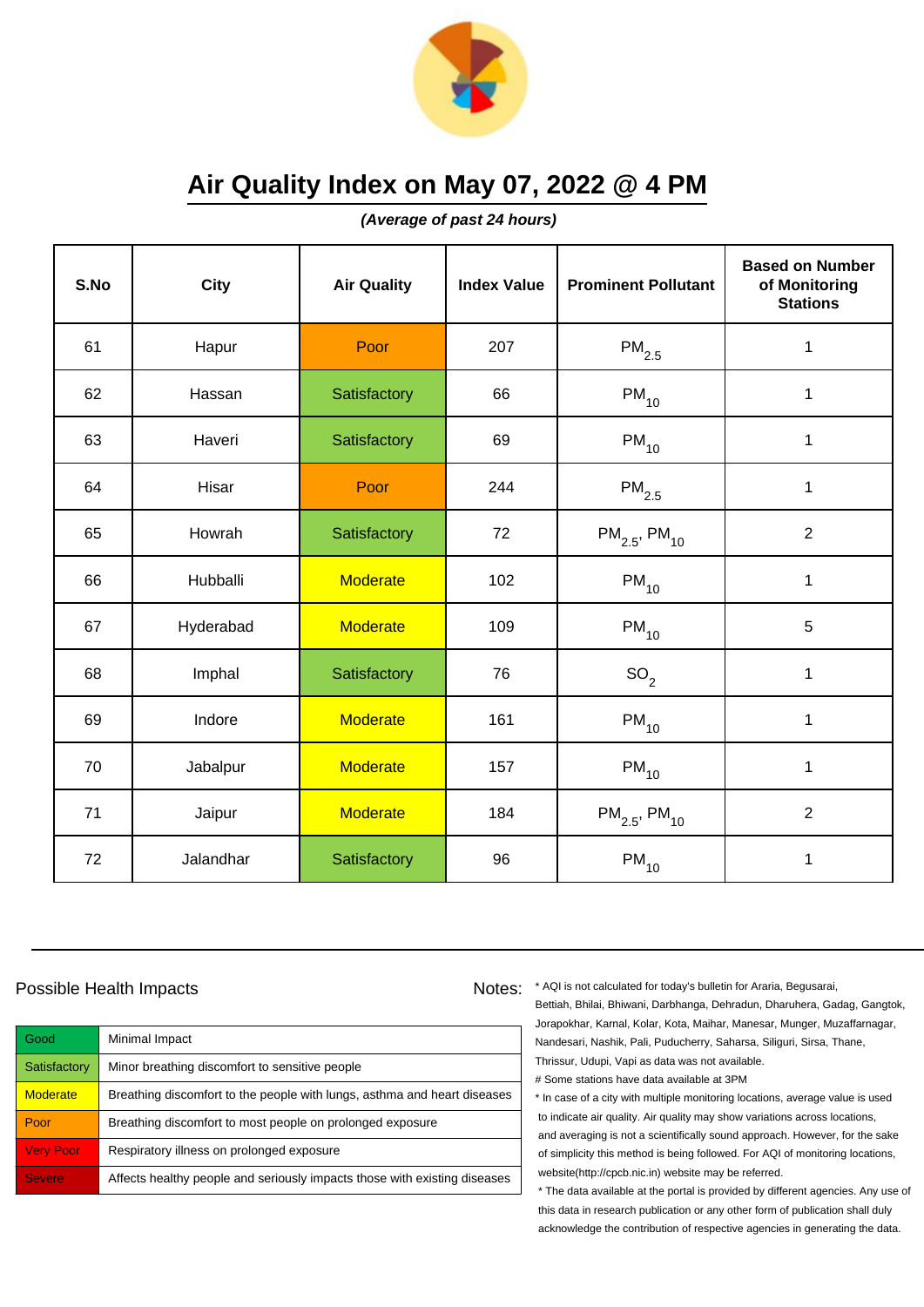# Air Quality Index on May 07, 2022 @ 4 PM

***(Average of past 24 hours)***

| S.No | City | Air Quality | Index Value | Prominent Pollutant | Based on Number of Monitoring Stations |
|---|---|---|---|---|---|
| 61 | Hapur | Poor | 207 | $PM_{2.5}$ | 1 |
| 62 | Hassan | Satisfactory | 66 | $PM_{10}$ | 1 |
| 63 | Haveri | Satisfactory | 69 | $PM_{10}$ | 1 |
| 64 | Hisar | Poor | 244 | $PM_{2.5}$ | 1 |
| 65 | Howrah | Satisfactory | 72 | $PM_{2.5}$, $PM_{10}$ | 2 |
| 66 | Hubballi | Moderate | 102 | $PM_{10}$ | 1 |
| 67 | Hyderabad | Moderate | 109 | $PM_{10}$ | 5 |
| 68 | Imphal | Satisfactory | 76 | $SO_2$ | 1 |
| 69 | Indore | Moderate | 161 | $PM_{10}$ | 1 |
| 70 | Jabalpur | Moderate | 157 | $PM_{10}$ | 1 |
| 71 | Jaipur | Moderate | 184 | $PM_{2.5}$, $PM_{10}$ | 2 |
| 72 | Jalandhar | Satisfactory | 96 | $PM_{10}$ | 1 |

Possible Health Impacts

| | |
|---|---|
| Good | Minimal Impact |
| Satisfactory | Minor breathing discomfort to sensitive people |
| Moderate | Breathing discomfort to the people with lungs, asthma and heart diseases |
| Poor | Breathing discomfort to most people on prolonged exposure |
| Very Poor | Respiratory illness on prolonged exposure |
| Severe | Affects healthy people and seriously impacts those with existing diseases |

Notes:

* AQI is not calculated for today's bulletin for Araria, Begusarai, Bettiah, Bhilai, Bhiwani, Darbhanga, Dehradun, Dharuhera, Gadag, Gangtok, Jorapokhar, Karnal, Kolar, Kota, Maihar, Manesar, Munger, Muzaffarnagar, Nandesari, Nashik, Pali, Puducherry, Saharsa, Siliguri, Sirsa, Thane, Thrissur, Udupi, Vapi as data was not available.

# Some stations have data available at 3PM

* In case of a city with multiple monitoring locations, average value is used to indicate air quality. Air quality may show variations across locations, and averaging is not a scientifically sound approach. However, for the sake of simplicity this method is being followed. For AQI of monitoring locations, website(http://cpcb.nic.in) website may be referred.

* The data available at the portal is provided by different agencies. Any use of this data in research publication or any other form of publication shall duly acknowledge the contribution of respective agencies in generating the data.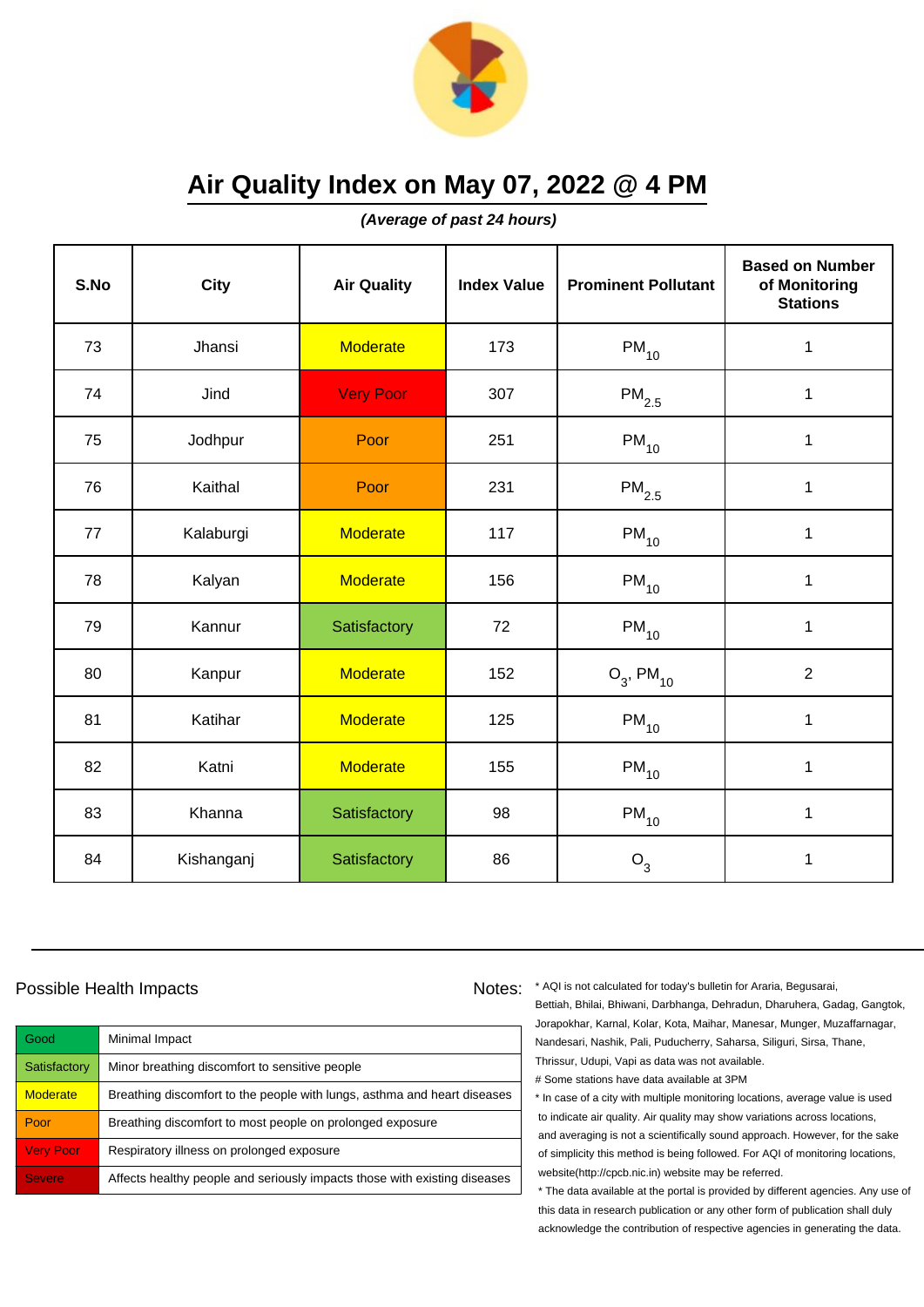# Air Quality Index on May 07, 2022 @ 4 PM

***(Average of past 24 hours)***

| S.No | City | Air Quality | Index Value | Prominent Pollutant | Based on Number of Monitoring Stations |
|---|---|---|---|---|---|
| 73 | Jhansi | Moderate | 173 | $PM_{10}$ | 1 |
| 74 | Jind | Very Poor | 307 | $PM_{2.5}$ | 1 |
| 75 | Jodhpur | Poor | 251 | $PM_{10}$ | 1 |
| 76 | Kaithal | Poor | 231 | $PM_{2.5}$ | 1 |
| 77 | Kalaburgi | Moderate | 117 | $PM_{10}$ | 1 |
| 78 | Kalyan | Moderate | 156 | $PM_{10}$ | 1 |
| 79 | Kannur | Satisfactory | 72 | $PM_{10}$ | 1 |
| 80 | Kanpur | Moderate | 152 | $O_3$, $PM_{10}$ | 2 |
| 81 | Katihar | Moderate | 125 | $PM_{10}$ | 1 |
| 82 | Katni | Moderate | 155 | $PM_{10}$ | 1 |
| 83 | Khanna | Satisfactory | 98 | $PM_{10}$ | 1 |
| 84 | Kishanganj | Satisfactory | 86 | $O_3$ | 1 |

## Possible Health Impacts

| | |
|---|---|
| Good | Minimal Impact |
| Satisfactory | Minor breathing discomfort to sensitive people |
| Moderate | Breathing discomfort to the people with lungs, asthma and heart diseases |
| Poor | Breathing discomfort to most people on prolonged exposure |
| Very Poor | Respiratory illness on prolonged exposure |
| Severe | Affects healthy people and seriously impacts those with existing diseases |

Notes:

* AQI is not calculated for today's bulletin for Araria, Begusarai, Bettiah, Bhilai, Bhiwani, Darbhanga, Dehradun, Dharuhera, Gadag, Gangtok, Jorapokhar, Karnal, Kolar, Kota, Maihar, Manesar, Munger, Muzaffarnagar, Nandesari, Nashik, Pali, Puducherry, Saharsa, Siliguri, Sirsa, Thane, Thrissur, Udupi, Vapi as data was not available.

# Some stations have data available at 3PM

* In case of a city with multiple monitoring locations, average value is used to indicate air quality. Air quality may show variations across locations, and averaging is not a scientifically sound approach. However, for the sake of simplicity this method is being followed. For AQI of monitoring locations, website(http://cpcb.nic.in) website may be referred.

* The data available at the portal is provided by different agencies. Any use of this data in research publication or any other form of publication shall duly acknowledge the contribution of respective agencies in generating the data.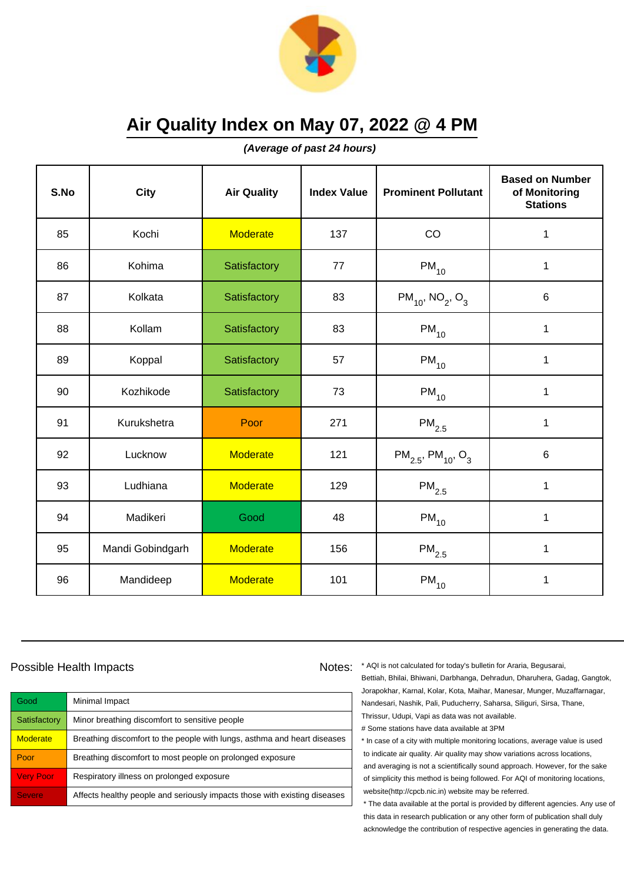# Air Quality Index on May 07, 2022 @ 4 PM

***(Average of past 24 hours)***

| S.No | City | Air Quality | Index Value | Prominent Pollutant | Based on Number of Monitoring Stations |
|---|---|---|---|---|---|
| 85 | Kochi | Moderate | 137 | CO | 1 |
| 86 | Kohima | Satisfactory | 77 | $PM_{10}$ | 1 |
| 87 | Kolkata | Satisfactory | 83 | $PM_{10}$, $NO_2$, $O_3$ | 6 |
| 88 | Kollam | Satisfactory | 83 | $PM_{10}$ | 1 |
| 89 | Koppal | Satisfactory | 57 | $PM_{10}$ | 1 |
| 90 | Kozhikode | Satisfactory | 73 | $PM_{10}$ | 1 |
| 91 | Kurukshetra | Poor | 271 | $PM_{2.5}$ | 1 |
| 92 | Lucknow | Moderate | 121 | $PM_{2.5}$, $PM_{10}$, $O_3$ | 6 |
| 93 | Ludhiana | Moderate | 129 | $PM_{2.5}$ | 1 |
| 94 | Madikeri | Good | 48 | $PM_{10}$ | 1 |
| 95 | Mandi Gobindgarh | Moderate | 156 | $PM_{2.5}$ | 1 |
| 96 | Mandideep | Moderate | 101 | $PM_{10}$ | 1 |

## Possible Health Impacts

| Good | Minimal Impact |
|---|---|
| Satisfactory | Minor breathing discomfort to sensitive people |
| Moderate | Breathing discomfort to the people with lungs, asthma and heart diseases |
| Poor | Breathing discomfort to most people on prolonged exposure |
| Very Poor | Respiratory illness on prolonged exposure |
| Severe | Affects healthy people and seriously impacts those with existing diseases |

Notes:
* AQI is not calculated for today's bulletin for Araria, Begusarai, Bettiah, Bhilai, Bhiwani, Darbhanga, Dehradun, Dharuhera, Gadag, Gangtok, Jorapokhar, Karnal, Kolar, Kota, Maihar, Manesar, Munger, Muzaffarnagar, Nandesari, Nashik, Pali, Puducherry, Saharsa, Siliguri, Sirsa, Thane, Thrissur, Udupi, Vapi as data was not available.

# Some stations have data available at 3PM

* In case of a city with multiple monitoring locations, average value is used to indicate air quality. Air quality may show variations across locations, and averaging is not a scientifically sound approach. However, for the sake of simplicity this method is being followed. For AQI of monitoring locations, website(http://cpcb.nic.in) website may be referred.
* The data available at the portal is provided by different agencies. Any use of this data in research publication or any other form of publication shall duly acknowledge the contribution of respective agencies in generating the data.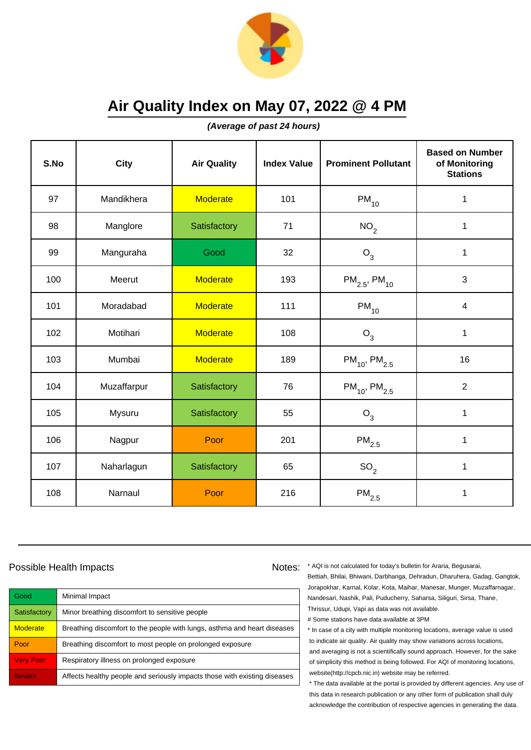# Air Quality Index on May 07, 2022 @ 4 PM

***(Average of past 24 hours)***

| S.No | City | Air Quality | Index Value | Prominent Pollutant | Based on Number of Monitoring Stations |
|---|---|---|---|---|---|
| 97 | Mandikhera | Moderate | 101 | $PM_{10}$ | 1 |
| 98 | Manglore | Satisfactory | 71 | $NO_2$ | 1 |
| 99 | Manguraha | Good | 32 | $O_3$ | 1 |
| 100 | Meerut | Moderate | 193 | $PM_{2.5}$, $PM_{10}$ | 3 |
| 101 | Moradabad | Moderate | 111 | $PM_{10}$ | 4 |
| 102 | Motihari | Moderate | 108 | $O_3$ | 1 |
| 103 | Mumbai | Moderate | 189 | $PM_{10}$, $PM_{2.5}$ | 16 |
| 104 | Muzaffarpur | Satisfactory | 76 | $PM_{10}$, $PM_{2.5}$ | 2 |
| 105 | Mysuru | Satisfactory | 55 | $O_3$ | 1 |
| 106 | Nagpur | Poor | 201 | $PM_{2.5}$ | 1 |
| 107 | Naharlagun | Satisfactory | 65 | $SO_2$ | 1 |
| 108 | Narnaul | Poor | 216 | $PM_{2.5}$ | 1 |

## Possible Health Impacts

| | |
|---|---|
| Good | Minimal Impact |
| Satisfactory | Minor breathing discomfort to sensitive people |
| Moderate | Breathing discomfort to the people with lungs, asthma and heart diseases |
| Poor | Breathing discomfort to most people on prolonged exposure |
| Very Poor | Respiratory illness on prolonged exposure |
| Severe | Affects healthy people and seriously impacts those with existing diseases |

Notes:

* AQI is not calculated for today's bulletin for Araria, Begusarai, Bettiah, Bhilai, Bhiwani, Darbhanga, Dehradun, Dharuhera, Gadag, Gangtok, Jorapokhar, Karnal, Kolar, Kota, Maihar, Manesar, Munger, Muzaffarnagar, Nandesari, Nashik, Pali, Puducherry, Saharsa, Siliguri, Sirsa, Thane, Thrissur, Udupi, Vapi as data was not available.

# Some stations have data available at 3PM

* In case of a city with multiple monitoring locations, average value is used to indicate air quality. Air quality may show variations across locations, and averaging is not a scientifically sound approach. However, for the sake of simplicity this method is being followed. For AQI of monitoring locations, website(http://cpcb.nic.in) website may be referred.

* The data available at the portal is provided by different agencies. Any use of this data in research publication or any other form of publication shall duly acknowledge the contribution of respective agencies in generating the data.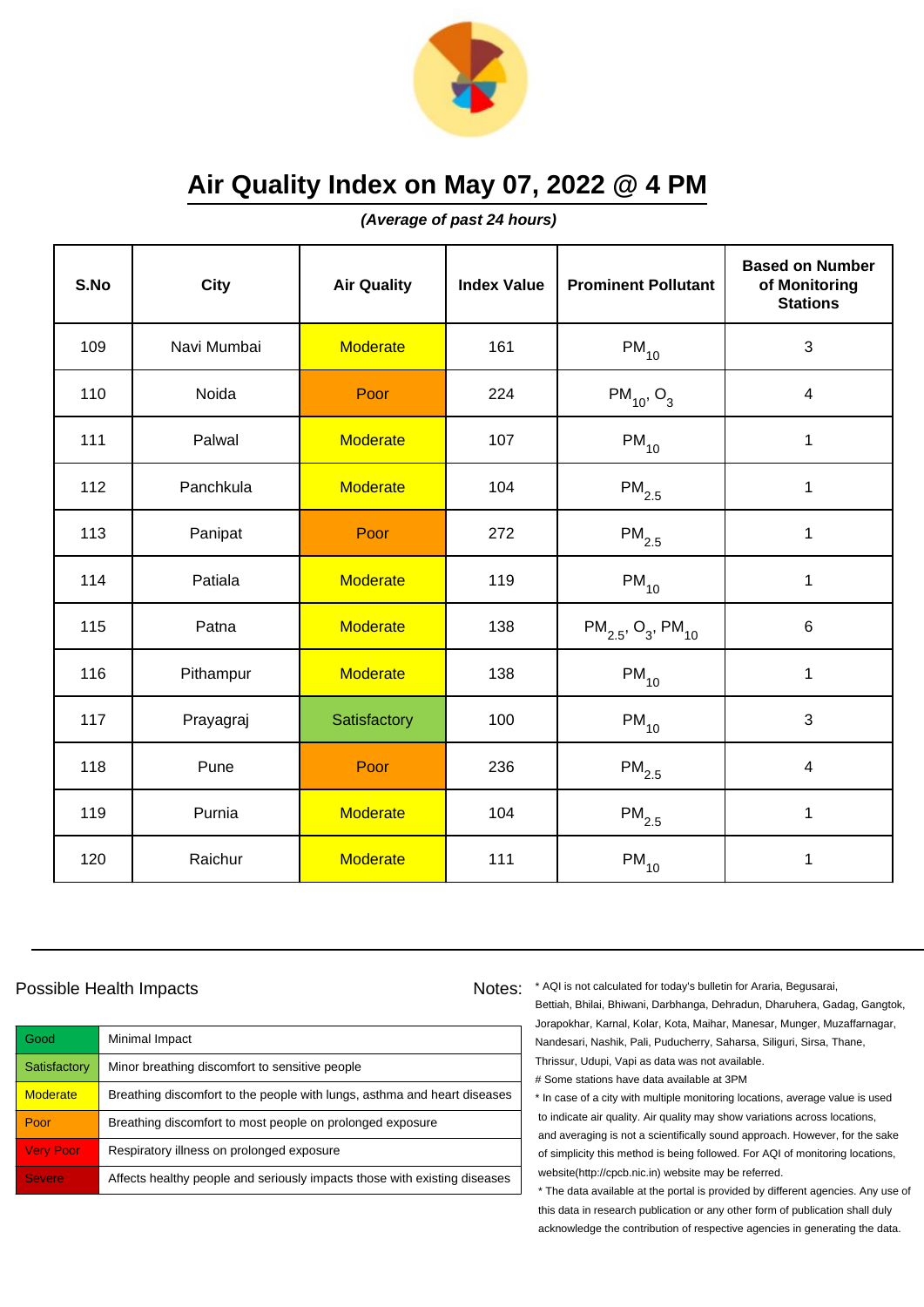# Air Quality Index on May 07, 2022 @ 4 PM

***(Average of past 24 hours)***

| S.No | City | Air Quality | Index Value | Prominent Pollutant | Based on Number of Monitoring Stations |
|---|---|---|---|---|---|
| 109 | Navi Mumbai | Moderate | 161 | $PM_{10}$ | 3 |
| 110 | Noida | Poor | 224 | $PM_{10}$, $O_3$ | 4 |
| 111 | Palwal | Moderate | 107 | $PM_{10}$ | 1 |
| 112 | Panchkula | Moderate | 104 | $PM_{2.5}$ | 1 |
| 113 | Panipat | Poor | 272 | $PM_{2.5}$ | 1 |
| 114 | Patiala | Moderate | 119 | $PM_{10}$ | 1 |
| 115 | Patna | Moderate | 138 | $PM_{2.5}$, $O_3$, $PM_{10}$ | 6 |
| 116 | Pithampur | Moderate | 138 | $PM_{10}$ | 1 |
| 117 | Prayagraj | Satisfactory | 100 | $PM_{10}$ | 3 |
| 118 | Pune | Poor | 236 | $PM_{2.5}$ | 4 |
| 119 | Purnia | Moderate | 104 | $PM_{2.5}$ | 1 |
| 120 | Raichur | Moderate | 111 | $PM_{10}$ | 1 |

## Possible Health Impacts

| | |
|---|---|
| Good | Minimal Impact |
| Satisfactory | Minor breathing discomfort to sensitive people |
| Moderate | Breathing discomfort to the people with lungs, asthma and heart diseases |
| Poor | Breathing discomfort to most people on prolonged exposure |
| Very Poor | Respiratory illness on prolonged exposure |
| Severe | Affects healthy people and seriously impacts those with existing diseases |

Notes:

* AQI is not calculated for today's bulletin for Araria, Begusarai, Bettiah, Bhilai, Bhiwani, Darbhanga, Dehradun, Dharuhera, Gadag, Gangtok, Jorapokhar, Karnal, Kolar, Kota, Maihar, Manesar, Munger, Muzaffarnagar, Nandesari, Nashik, Pali, Puducherry, Saharsa, Siliguri, Sirsa, Thane, Thrissur, Udupi, Vapi as data was not available.

# Some stations have data available at 3PM

* In case of a city with multiple monitoring locations, average value is used to indicate air quality. Air quality may show variations across locations, and averaging is not a scientifically sound approach. However, for the sake of simplicity this method is being followed. For AQI of monitoring locations, website(http://cpcb.nic.in) website may be referred.

* The data available at the portal is provided by different agencies. Any use of this data in research publication or any other form of publication shall duly acknowledge the contribution of respective agencies in generating the data.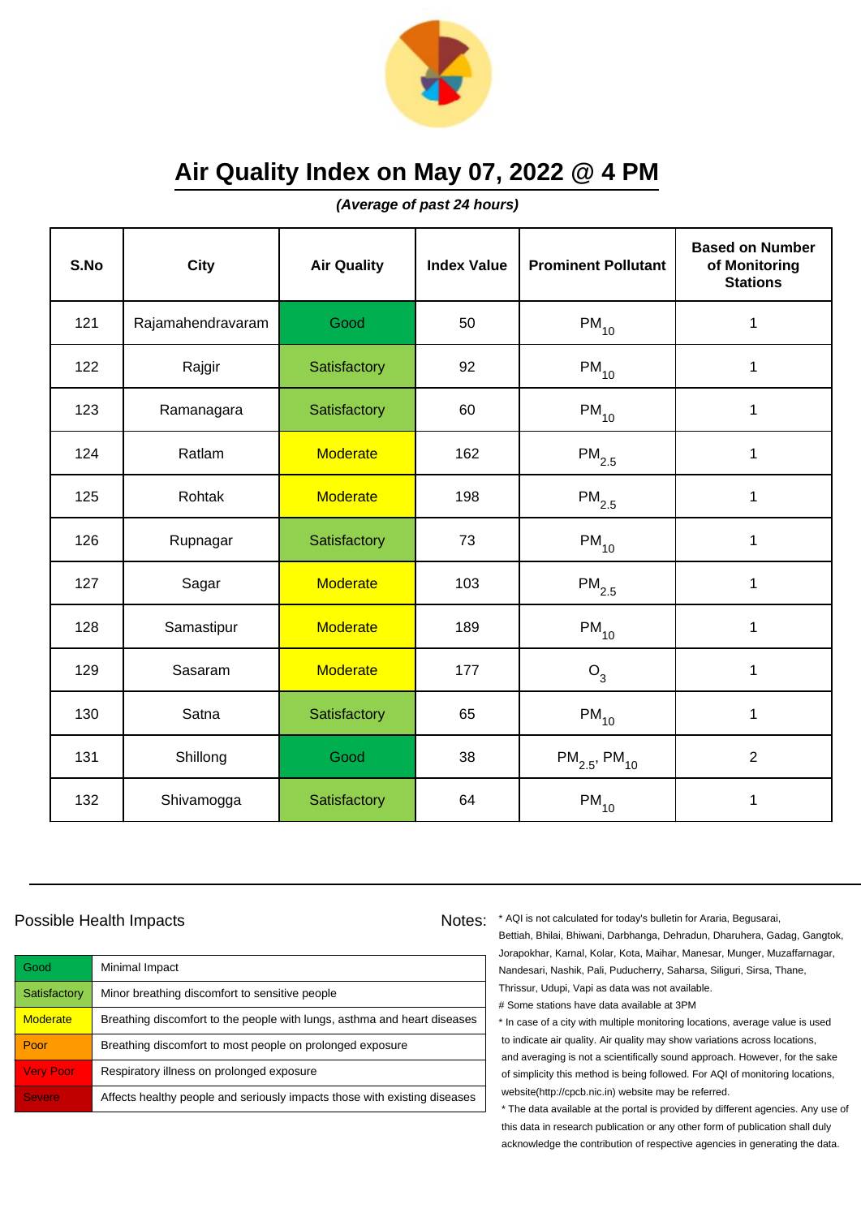# Air Quality Index on May 07, 2022 @ 4 PM

***(Average of past 24 hours)***

| S.No | City | Air Quality | Index Value | Prominent Pollutant | Based on Number of Monitoring Stations |
|---|---|---|---|---|---|
| 121 | Rajamahendravaram | Good | 50 | $PM_{10}$ | 1 |
| 122 | Rajgir | Satisfactory | 92 | $PM_{10}$ | 1 |
| 123 | Ramanagara | Satisfactory | 60 | $PM_{10}$ | 1 |
| 124 | Ratlam | Moderate | 162 | $PM_{2.5}$ | 1 |
| 125 | Rohtak | Moderate | 198 | $PM_{2.5}$ | 1 |
| 126 | Rupnagar | Satisfactory | 73 | $PM_{10}$ | 1 |
| 127 | Sagar | Moderate | 103 | $PM_{2.5}$ | 1 |
| 128 | Samastipur | Moderate | 189 | $PM_{10}$ | 1 |
| 129 | Sasaram | Moderate | 177 | $O_3$ | 1 |
| 130 | Satna | Satisfactory | 65 | $PM_{10}$ | 1 |
| 131 | Shillong | Good | 38 | $PM_{2.5}$, $PM_{10}$ | 2 |
| 132 | Shivamogga | Satisfactory | 64 | $PM_{10}$ | 1 |

## Possible Health Impacts

| | |
|---|---|
| Good | Minimal Impact |
| Satisfactory | Minor breathing discomfort to sensitive people |
| Moderate | Breathing discomfort to the people with lungs, asthma and heart diseases |
| Poor | Breathing discomfort to most people on prolonged exposure |
| Very Poor | Respiratory illness on prolonged exposure |
| Severe | Affects healthy people and seriously impacts those with existing diseases |

Notes:

* AQI is not calculated for today's bulletin for Araria, Begusarai, Bettiah, Bhilai, Bhiwani, Darbhanga, Dehradun, Dharuhera, Gadag, Gangtok, Jorapokhar, Karnal, Kolar, Kota, Maihar, Manesar, Munger, Muzaffarnagar, Nandesari, Nashik, Pali, Puducherry, Saharsa, Siliguri, Sirsa, Thane, Thrissur, Udupi, Vapi as data was not available.

# Some stations have data available at 3PM

* In case of a city with multiple monitoring locations, average value is used to indicate air quality. Air quality may show variations across locations, and averaging is not a scientifically sound approach. However, for the sake of simplicity this method is being followed. For AQI of monitoring locations, website(http://cpcb.nic.in) website may be referred.

* The data available at the portal is provided by different agencies. Any use of this data in research publication or any other form of publication shall duly acknowledge the contribution of respective agencies in generating the data.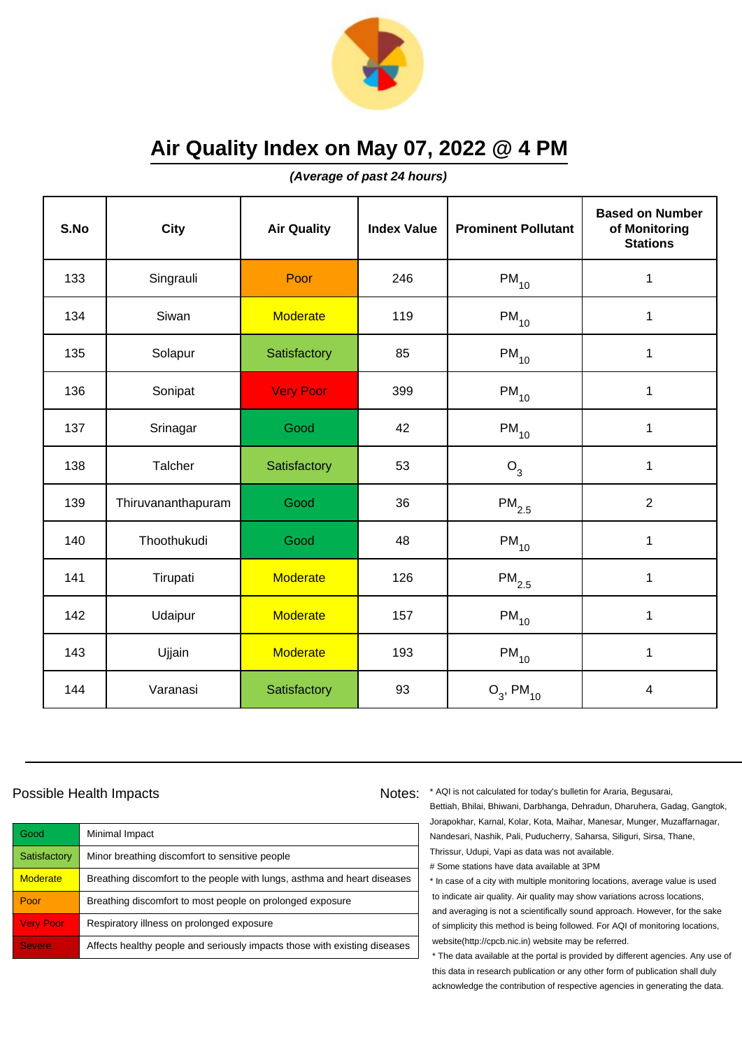# Air Quality Index on May 07, 2022 @ 4 PM

***(Average of past 24 hours)***

| S.No | City | Air Quality | Index Value | Prominent Pollutant | Based on Number of Monitoring Stations |
|---|---|---|---|---|---|
| 133 | Singrauli | Poor | 246 | $PM_{10}$ | 1 |
| 134 | Siwan | Moderate | 119 | $PM_{10}$ | 1 |
| 135 | Solapur | Satisfactory | 85 | $PM_{10}$ | 1 |
| 136 | Sonipat | Very Poor | 399 | $PM_{10}$ | 1 |
| 137 | Srinagar | Good | 42 | $PM_{10}$ | 1 |
| 138 | Talcher | Satisfactory | 53 | $O_3$ | 1 |
| 139 | Thiruvananthapuram | Good | 36 | $PM_{2.5}$ | 2 |
| 140 | Thoothukudi | Good | 48 | $PM_{10}$ | 1 |
| 141 | Tirupati | Moderate | 126 | $PM_{2.5}$ | 1 |
| 142 | Udaipur | Moderate | 157 | $PM_{10}$ | 1 |
| 143 | Ujjain | Moderate | 193 | $PM_{10}$ | 1 |
| 144 | Varanasi | Satisfactory | 93 | $O_3$, $PM_{10}$ | 4 |

Possible Health Impacts

| | |
|---|---|
| Good | Minimal Impact |
| Satisfactory | Minor breathing discomfort to sensitive people |
| Moderate | Breathing discomfort to the people with lungs, asthma and heart diseases |
| Poor | Breathing discomfort to most people on prolonged exposure |
| Very Poor | Respiratory illness on prolonged exposure |
| Severe | Affects healthy people and seriously impacts those with existing diseases |

Notes:

* AQI is not calculated for today's bulletin for Araria, Begusarai, Bettiah, Bhilai, Bhiwani, Darbhanga, Dehradun, Dharuhera, Gadag, Gangtok, Jorapokhar, Karnal, Kolar, Kota, Maihar, Manesar, Munger, Muzaffarnagar, Nandesari, Nashik, Pali, Puducherry, Saharsa, Siliguri, Sirsa, Thane, Thrissur, Udupi, Vapi as data was not available.

# Some stations have data available at 3PM

* In case of a city with multiple monitoring locations, average value is used to indicate air quality. Air quality may show variations across locations, and averaging is not a scientifically sound approach. However, for the sake of simplicity this method is being followed. For AQI of monitoring locations, website(http://cpcb.nic.in) website may be referred.

* The data available at the portal is provided by different agencies. Any use of this data in research publication or any other form of publication shall duly acknowledge the contribution of respective agencies in generating the data.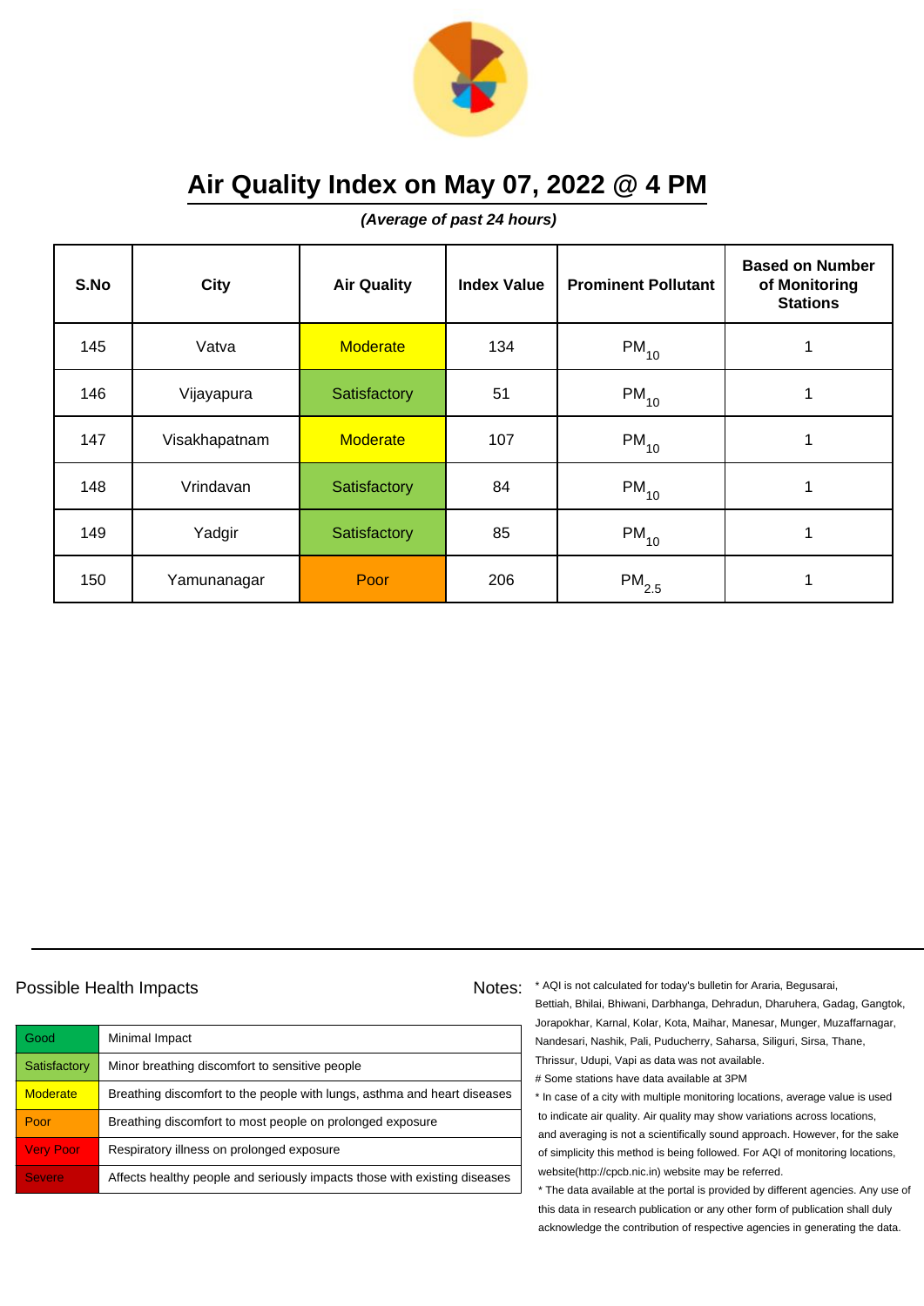# Air Quality Index on May 07, 2022 @ 4 PM

***(Average of past 24 hours)***

| S.No | City | Air Quality | Index Value | Prominent Pollutant | Based on Number of Monitoring Stations |
|---|---|---|---|---|---|
| 145 | Vatva | Moderate | 134 | $PM_{10}$ | 1 |
| 146 | Vijayapura | Satisfactory | 51 | $PM_{10}$ | 1 |
| 147 | Visakhapatnam | Moderate | 107 | $PM_{10}$ | 1 |
| 148 | Vrindavan | Satisfactory | 84 | $PM_{10}$ | 1 |
| 149 | Yadgir | Satisfactory | 85 | $PM_{10}$ | 1 |
| 150 | Yamunanagar | Poor | 206 | $PM_{2.5}$ | 1 |

Possible Health Impacts

| | |
|---|---|
| Good | Minimal Impact |
| Satisfactory | Minor breathing discomfort to sensitive people |
| Moderate | Breathing discomfort to the people with lungs, asthma and heart diseases |
| Poor | Breathing discomfort to most people on prolonged exposure |
| Very Poor | Respiratory illness on prolonged exposure |
| Severe | Affects healthy people and seriously impacts those with existing diseases |

Notes:

\* AQI is not calculated for today's bulletin for Araria, Begusarai, Bettiah, Bhilai, Bhiwani, Darbhanga, Dehradun, Dharuhera, Gadag, Gangtok, Jorapokhar, Karnal, Kolar, Kota, Maihar, Manesar, Munger, Muzaffarnagar, Nandesari, Nashik, Pali, Puducherry, Saharsa, Siliguri, Sirsa, Thane, Thrissur, Udupi, Vapi as data was not available.

# Some stations have data available at 3PM

\* In case of a city with multiple monitoring locations, average value is used to indicate air quality. Air quality may show variations across locations, and averaging is not a scientifically sound approach. However, for the sake of simplicity this method is being followed. For AQI of monitoring locations, website(http://cpcb.nic.in) website may be referred.

\* The data available at the portal is provided by different agencies. Any use of this data in research publication or any other form of publication shall duly acknowledge the contribution of respective agencies in generating the data.